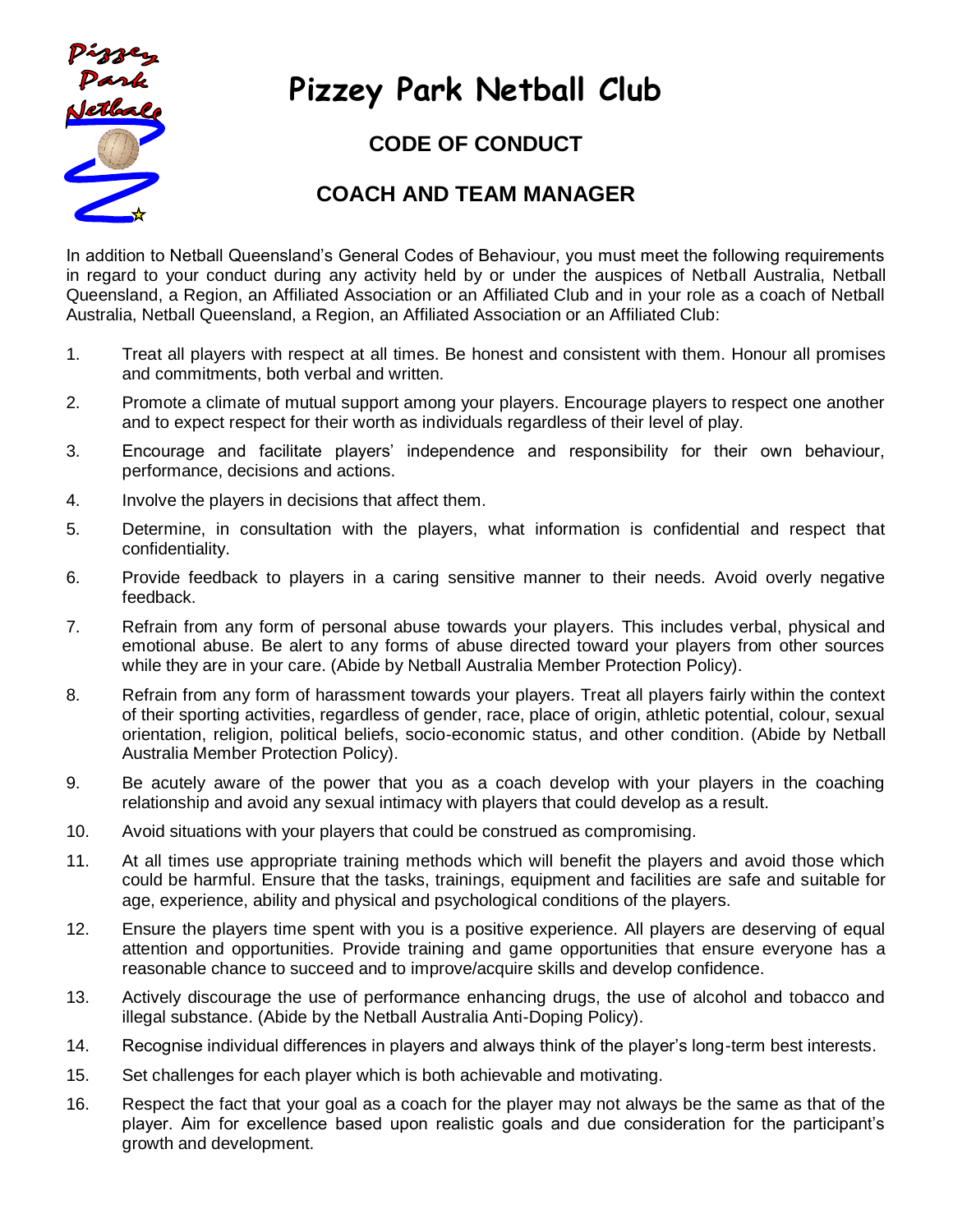# Pizzey Park Netball Club

## CODE OF CONDUCT

## COACH AND TEAM MANAGER

In addition to Netball Queensland's General Codes of Behaviour, you must meet the following requirements in regard to your conduct during any activity held by or under the auspices of Netball Australia, Netball Queensland, a Region, an Affiliated Association or an Affiliated Club and in your role as a coach of Netball Australia, Netball Queensland, a Region, an Affiliated Association or an Affiliated Club:

1. Treat all players with respect at all times. Be honest and consistent with them. Honour all promises and commitments, both verbal and written.
2. Promote a climate of mutual support among your players. Encourage players to respect one another and to expect respect for their worth as individuals regardless of their level of play.
3. Encourage and facilitate players' independence and responsibility for their own behaviour, performance, decisions and actions.
4. Involve the players in decisions that affect them.
5. Determine, in consultation with the players, what information is confidential and respect that confidentiality.
6. Provide feedback to players in a caring sensitive manner to their needs. Avoid overly negative feedback.
7. Refrain from any form of personal abuse towards your players. This includes verbal, physical and emotional abuse. Be alert to any forms of abuse directed toward your players from other sources while they are in your care. (Abide by Netball Australia Member Protection Policy).
8. Refrain from any form of harassment towards your players. Treat all players fairly within the context of their sporting activities, regardless of gender, race, place of origin, athletic potential, colour, sexual orientation, religion, political beliefs, socio-economic status, and other condition. (Abide by Netball Australia Member Protection Policy).
9. Be acutely aware of the power that you as a coach develop with your players in the coaching relationship and avoid any sexual intimacy with players that could develop as a result.
10. Avoid situations with your players that could be construed as compromising.
11. At all times use appropriate training methods which will benefit the players and avoid those which could be harmful. Ensure that the tasks, trainings, equipment and facilities are safe and suitable for age, experience, ability and physical and psychological conditions of the players.
12. Ensure the players time spent with you is a positive experience. All players are deserving of equal attention and opportunities. Provide training and game opportunities that ensure everyone has a reasonable chance to succeed and to improve/acquire skills and develop confidence.
13. Actively discourage the use of performance enhancing drugs, the use of alcohol and tobacco and illegal substance. (Abide by the Netball Australia Anti-Doping Policy).
14. Recognise individual differences in players and always think of the player's long-term best interests.
15. Set challenges for each player which is both achievable and motivating.
16. Respect the fact that your goal as a coach for the player may not always be the same as that of the player. Aim for excellence based upon realistic goals and due consideration for the participant's growth and development.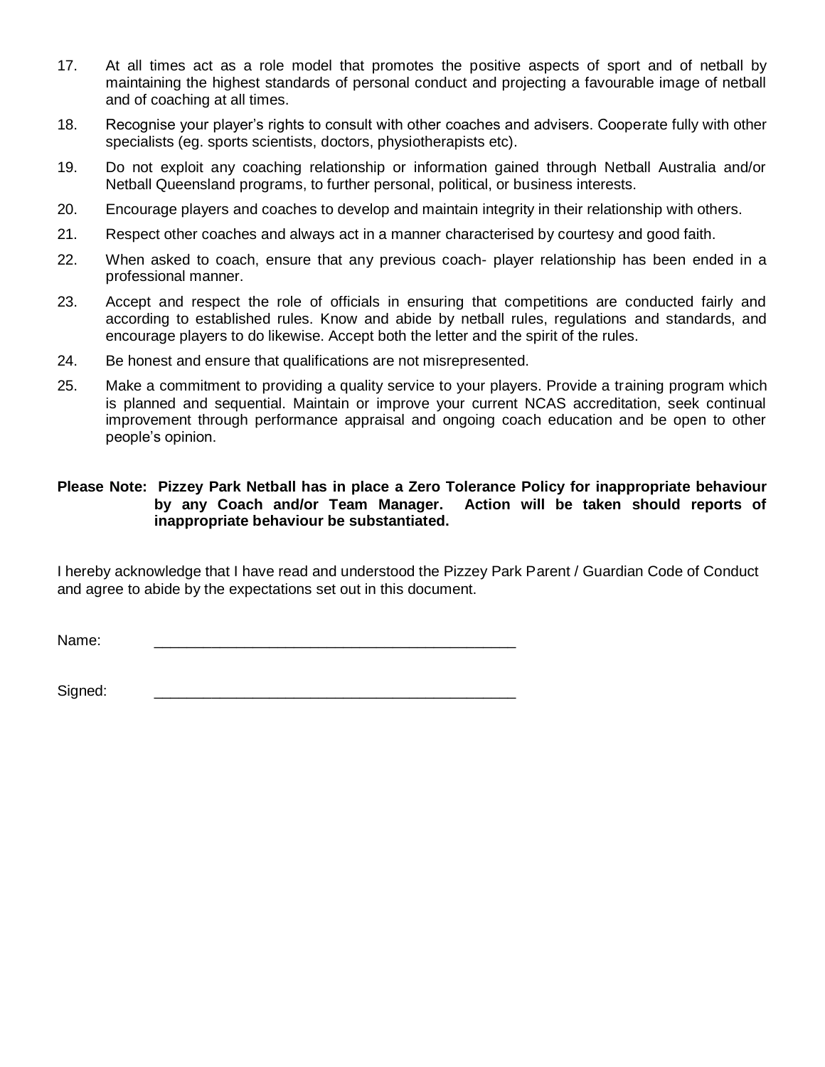17. At all times act as a role model that promotes the positive aspects of sport and of netball by maintaining the highest standards of personal conduct and projecting a favourable image of netball and of coaching at all times.
18. Recognise your player's rights to consult with other coaches and advisers. Cooperate fully with other specialists (eg. sports scientists, doctors, physiotherapists etc).
19. Do not exploit any coaching relationship or information gained through Netball Australia and/or Netball Queensland programs, to further personal, political, or business interests.
20. Encourage players and coaches to develop and maintain integrity in their relationship with others.
21. Respect other coaches and always act in a manner characterised by courtesy and good faith.
22. When asked to coach, ensure that any previous coach- player relationship has been ended in a professional manner.
23. Accept and respect the role of officials in ensuring that competitions are conducted fairly and according to established rules. Know and abide by netball rules, regulations and standards, and encourage players to do likewise. Accept both the letter and the spirit of the rules.
24. Be honest and ensure that qualifications are not misrepresented.
25. Make a commitment to providing a quality service to your players. Provide a training program which is planned and sequential. Maintain or improve your current NCAS accreditation, seek continual improvement through performance appraisal and ongoing coach education and be open to other people's opinion.

**Please Note: Pizzey Park Netball has in place a Zero Tolerance Policy for inappropriate behaviour by any Coach and/or Team Manager. Action will be taken should reports of inappropriate behaviour be substantiated.**

I hereby acknowledge that I have read and understood the Pizzey Park Parent / Guardian Code of Conduct and agree to abide by the expectations set out in this document.

Name: ____________________________________________

Signed: ____________________________________________